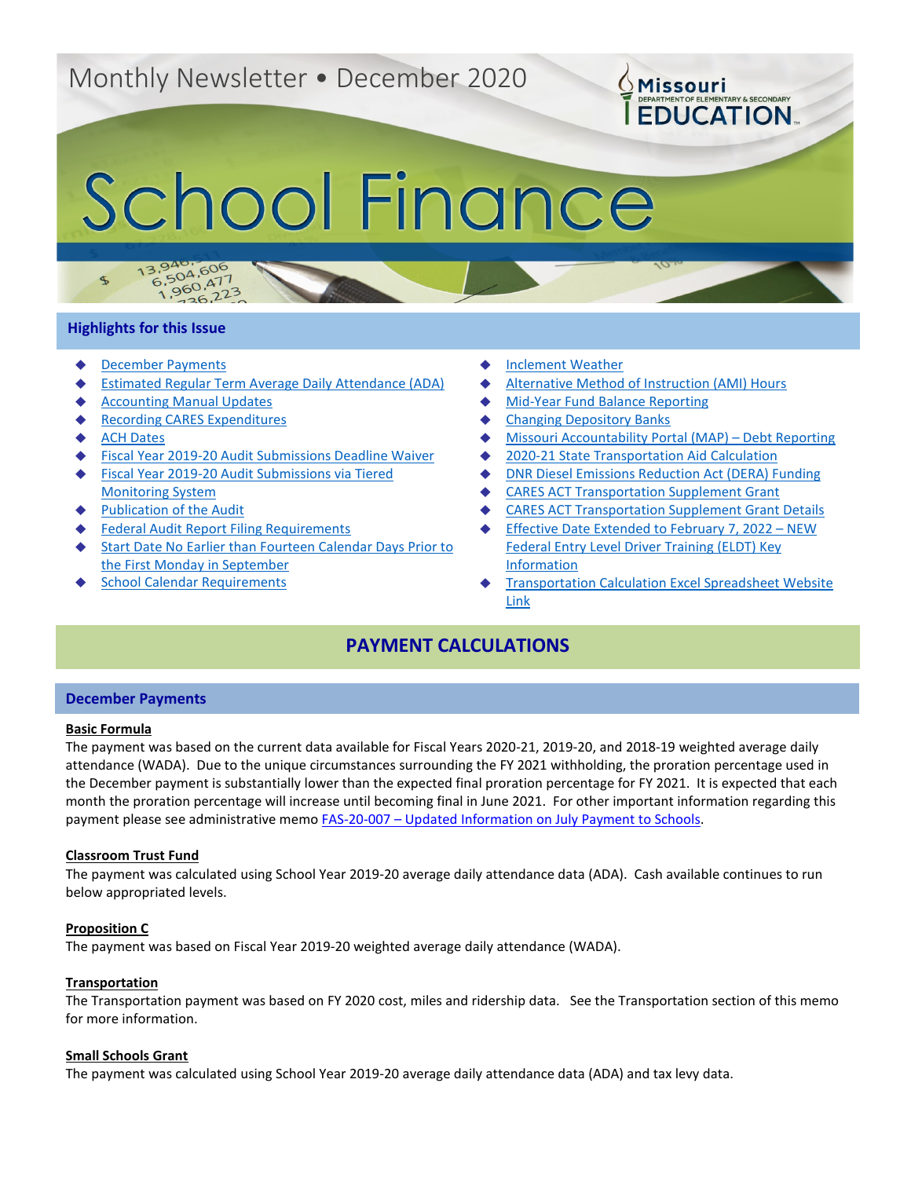Monthly Newsletter • December 2020

Missouri Department of Elementary & Secondary Education

# School Finance

## Highlights for this Issue

- December Payments
- Estimated Regular Term Average Daily Attendance (ADA)
- Accounting Manual Updates
- Recording CARES Expenditures
- ACH Dates
- Fiscal Year 2019-20 Audit Submissions Deadline Waiver
- Fiscal Year 2019-20 Audit Submissions via Tiered Monitoring System
- Publication of the Audit
- Federal Audit Report Filing Requirements
- Start Date No Earlier than Fourteen Calendar Days Prior to the First Monday in September
- School Calendar Requirements
- Inclement Weather
- Alternative Method of Instruction (AMI) Hours
- Mid-Year Fund Balance Reporting
- Changing Depository Banks
- Missouri Accountability Portal (MAP) – Debt Reporting
- 2020-21 State Transportation Aid Calculation
- DNR Diesel Emissions Reduction Act (DERA) Funding
- CARES ACT Transportation Supplement Grant
- CARES ACT Transportation Supplement Grant Details
- Effective Date Extended to February 7, 2022 – NEW Federal Entry Level Driver Training (ELDT) Key Information
- Transportation Calculation Excel Spreadsheet Website Link

## PAYMENT CALCULATIONS

### December Payments

**Basic Formula**

The payment was based on the current data available for Fiscal Years 2020-21, 2019-20, and 2018-19 weighted average daily attendance (WADA). Due to the unique circumstances surrounding the FY 2021 withholding, the proration percentage used in the December payment is substantially lower than the expected final proration percentage for FY 2021. It is expected that each month the proration percentage will increase until becoming final in June 2021. For other important information regarding this payment please see administrative memo FAS-20-007 – Updated Information on July Payment to Schools.

**Classroom Trust Fund**

The payment was calculated using School Year 2019-20 average daily attendance data (ADA). Cash available continues to run below appropriated levels.

**Proposition C**

The payment was based on Fiscal Year 2019-20 weighted average daily attendance (WADA).

**Transportation**

The Transportation payment was based on FY 2020 cost, miles and ridership data. See the Transportation section of this memo for more information.

**Small Schools Grant**

The payment was calculated using School Year 2019-20 average daily attendance data (ADA) and tax levy data.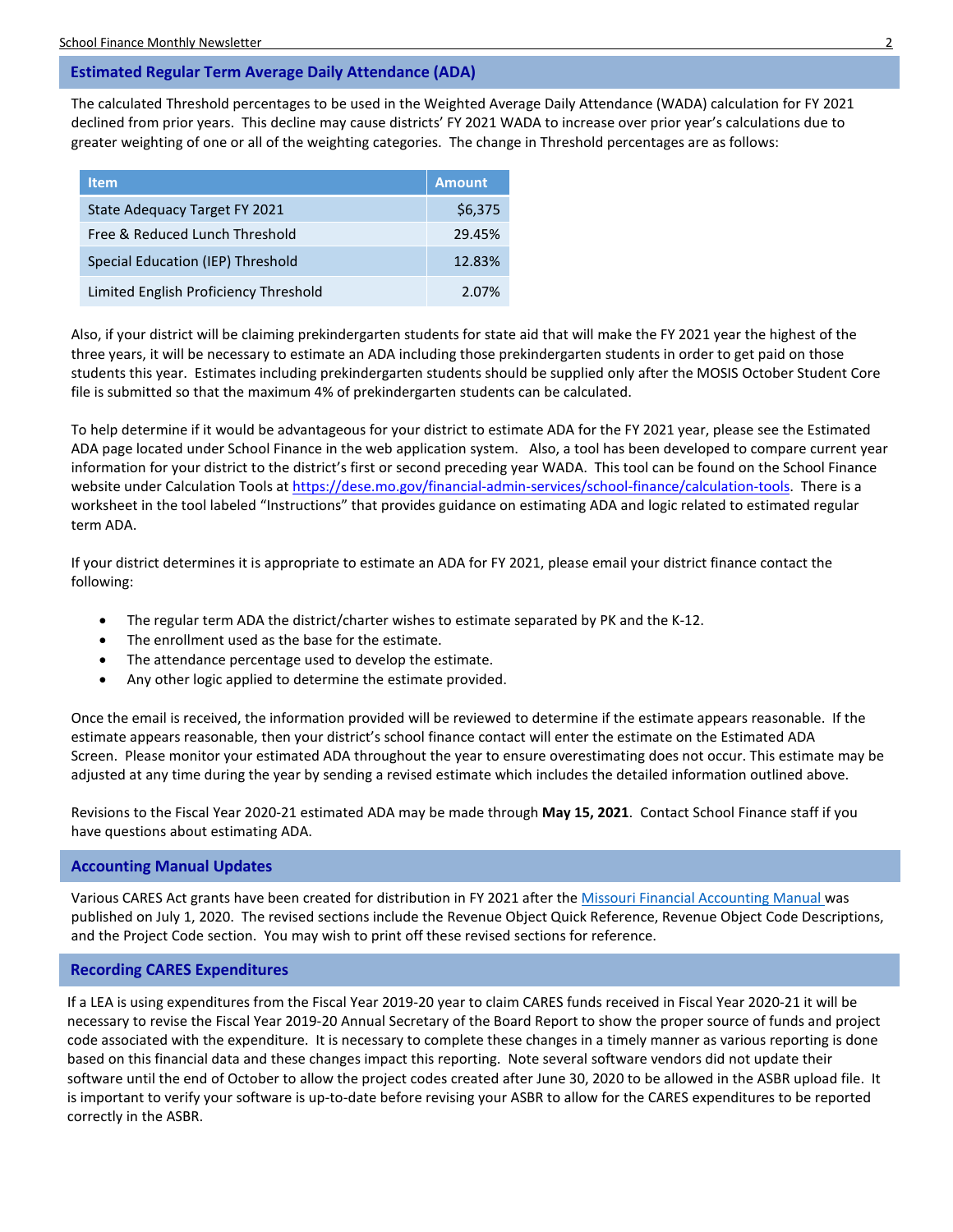## Estimated Regular Term Average Daily Attendance (ADA)

The calculated Threshold percentages to be used in the Weighted Average Daily Attendance (WADA) calculation for FY 2021 declined from prior years. This decline may cause districts' FY 2021 WADA to increase over prior year's calculations due to greater weighting of one or all of the weighting categories. The change in Threshold percentages are as follows:

| Item | Amount |
|---|---|
| State Adequacy Target FY 2021 | $6,375 |
| Free & Reduced Lunch Threshold | 29.45% |
| Special Education (IEP) Threshold | 12.83% |
| Limited English Proficiency Threshold | 2.07% |

Also, if your district will be claiming prekindergarten students for state aid that will make the FY 2021 year the highest of the three years, it will be necessary to estimate an ADA including those prekindergarten students in order to get paid on those students this year. Estimates including prekindergarten students should be supplied only after the MOSIS October Student Core file is submitted so that the maximum 4% of prekindergarten students can be calculated.

To help determine if it would be advantageous for your district to estimate ADA for the FY 2021 year, please see the Estimated ADA page located under School Finance in the web application system. Also, a tool has been developed to compare current year information for your district to the district's first or second preceding year WADA. This tool can be found on the School Finance website under Calculation Tools at [https://dese.mo.gov/financial-admin-services/school-finance/calculation-tools](https://dese.mo.gov/financial-admin-services/school-finance/calculation-tools). There is a worksheet in the tool labeled "Instructions" that provides guidance on estimating ADA and logic related to estimated regular term ADA.

If your district determines it is appropriate to estimate an ADA for FY 2021, please email your district finance contact the following:

- The regular term ADA the district/charter wishes to estimate separated by PK and the K-12.
- The enrollment used as the base for the estimate.
- The attendance percentage used to develop the estimate.
- Any other logic applied to determine the estimate provided.

Once the email is received, the information provided will be reviewed to determine if the estimate appears reasonable. If the estimate appears reasonable, then your district's school finance contact will enter the estimate on the Estimated ADA Screen. Please monitor your estimated ADA throughout the year to ensure overestimating does not occur. This estimate may be adjusted at any time during the year by sending a revised estimate which includes the detailed information outlined above.

Revisions to the Fiscal Year 2020-21 estimated ADA may be made through **May 15, 2021**. Contact School Finance staff if you have questions about estimating ADA.

## Accounting Manual Updates

Various CARES Act grants have been created for distribution in FY 2021 after the Missouri Financial Accounting Manual was published on July 1, 2020. The revised sections include the Revenue Object Quick Reference, Revenue Object Code Descriptions, and the Project Code section. You may wish to print off these revised sections for reference.

## Recording CARES Expenditures

If a LEA is using expenditures from the Fiscal Year 2019-20 year to claim CARES funds received in Fiscal Year 2020-21 it will be necessary to revise the Fiscal Year 2019-20 Annual Secretary of the Board Report to show the proper source of funds and project code associated with the expenditure. It is necessary to complete these changes in a timely manner as various reporting is done based on this financial data and these changes impact this reporting. Note several software vendors did not update their software until the end of October to allow the project codes created after June 30, 2020 to be allowed in the ASBR upload file. It is important to verify your software is up-to-date before revising your ASBR to allow for the CARES expenditures to be reported correctly in the ASBR.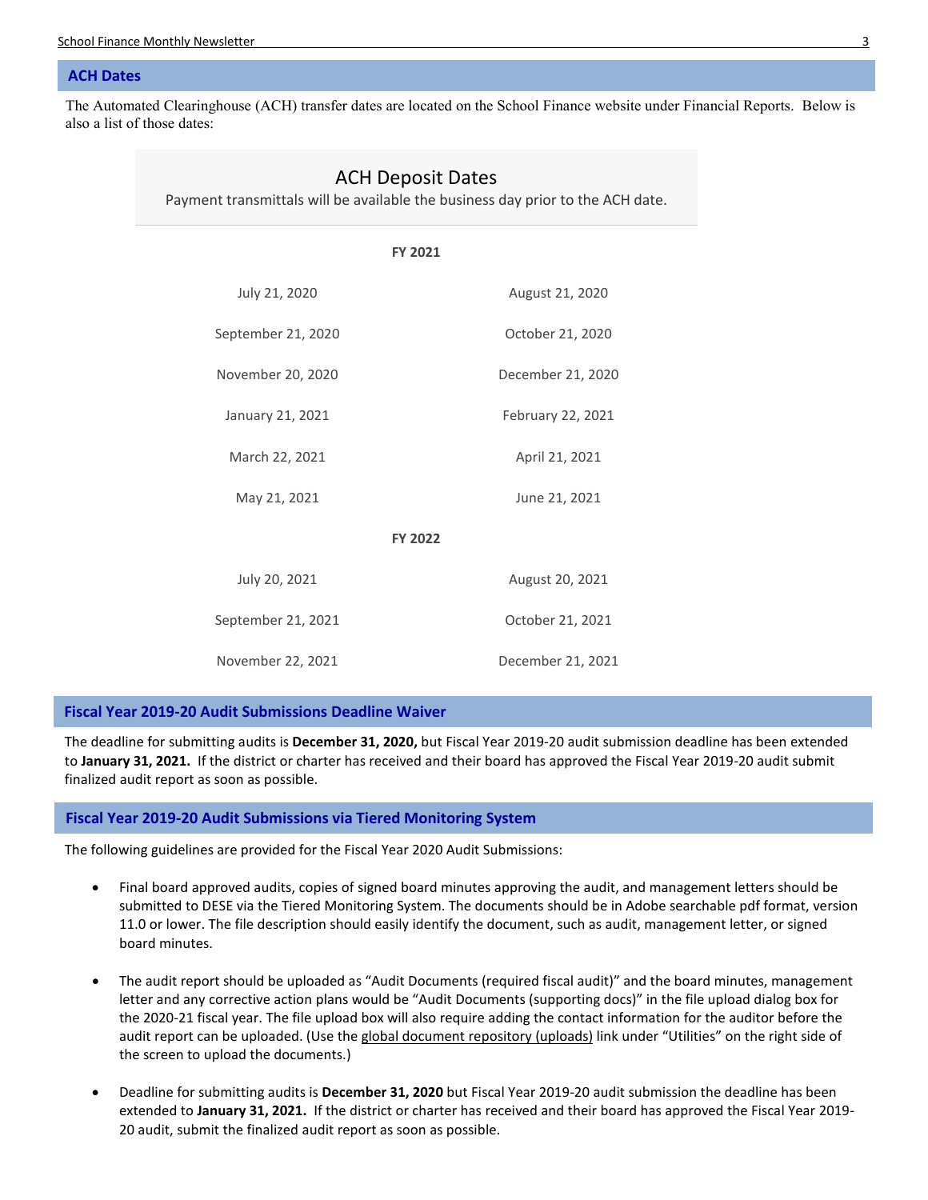## ACH Dates

The Automated Clearinghouse (ACH) transfer dates are located on the School Finance website under Financial Reports. Below is also a list of those dates:

### ACH Deposit Dates

Payment transmittals will be available the business day prior to the ACH date.

| FY 2021 | |
|---|---|
| July 21, 2020 | August 21, 2020 |
| September 21, 2020 | October 21, 2020 |
| November 20, 2020 | December 21, 2020 |
| January 21, 2021 | February 22, 2021 |
| March 22, 2021 | April 21, 2021 |
| May 21, 2021 | June 21, 2021 |
| **FY 2022** | |
| July 20, 2021 | August 20, 2021 |
| September 21, 2021 | October 21, 2021 |
| November 22, 2021 | December 21, 2021 |

## Fiscal Year 2019-20 Audit Submissions Deadline Waiver

The deadline for submitting audits is **December 31, 2020,** but Fiscal Year 2019-20 audit submission deadline has been extended to **January 31, 2021.** If the district or charter has received and their board has approved the Fiscal Year 2019-20 audit submit finalized audit report as soon as possible.

## Fiscal Year 2019-20 Audit Submissions via Tiered Monitoring System

The following guidelines are provided for the Fiscal Year 2020 Audit Submissions:

- Final board approved audits, copies of signed board minutes approving the audit, and management letters should be submitted to DESE via the Tiered Monitoring System. The documents should be in Adobe searchable pdf format, version 11.0 or lower. The file description should easily identify the document, such as audit, management letter, or signed board minutes.

- The audit report should be uploaded as "Audit Documents (required fiscal audit)" and the board minutes, management letter and any corrective action plans would be "Audit Documents (supporting docs)" in the file upload dialog box for the 2020-21 fiscal year. The file upload box will also require adding the contact information for the auditor before the audit report can be uploaded. (Use the global document repository (uploads) link under "Utilities" on the right side of the screen to upload the documents.)

- Deadline for submitting audits is **December 31, 2020** but Fiscal Year 2019-20 audit submission the deadline has been extended to **January 31, 2021.** If the district or charter has received and their board has approved the Fiscal Year 2019-20 audit, submit the finalized audit report as soon as possible.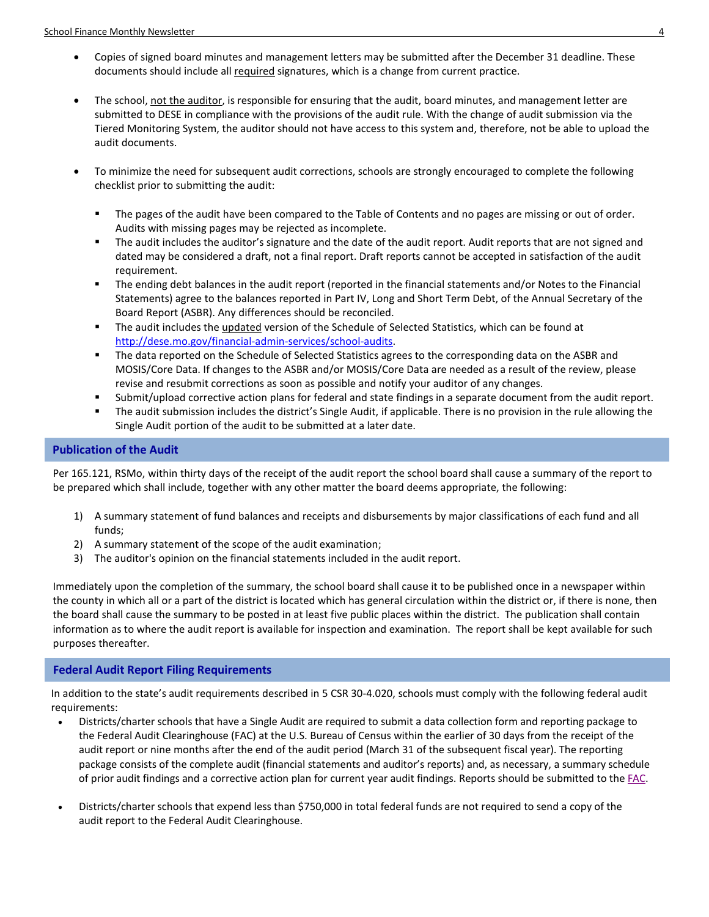- Copies of signed board minutes and management letters may be submitted after the December 31 deadline. These documents should include all required signatures, which is a change from current practice.

- The school, not the auditor, is responsible for ensuring that the audit, board minutes, and management letter are submitted to DESE in compliance with the provisions of the audit rule. With the change of audit submission via the Tiered Monitoring System, the auditor should not have access to this system and, therefore, not be able to upload the audit documents.

- To minimize the need for subsequent audit corrections, schools are strongly encouraged to complete the following checklist prior to submitting the audit:

  - The pages of the audit have been compared to the Table of Contents and no pages are missing or out of order. Audits with missing pages may be rejected as incomplete.
  - The audit includes the auditor's signature and the date of the audit report. Audit reports that are not signed and dated may be considered a draft, not a final report. Draft reports cannot be accepted in satisfaction of the audit requirement.
  - The ending debt balances in the audit report (reported in the financial statements and/or Notes to the Financial Statements) agree to the balances reported in Part IV, Long and Short Term Debt, of the Annual Secretary of the Board Report (ASBR). Any differences should be reconciled.
  - The audit includes the updated version of the Schedule of Selected Statistics, which can be found at http://dese.mo.gov/financial-admin-services/school-audits.
  - The data reported on the Schedule of Selected Statistics agrees to the corresponding data on the ASBR and MOSIS/Core Data. If changes to the ASBR and/or MOSIS/Core Data are needed as a result of the review, please revise and resubmit corrections as soon as possible and notify your auditor of any changes.
  - Submit/upload corrective action plans for federal and state findings in a separate document from the audit report.
  - The audit submission includes the district's Single Audit, if applicable. There is no provision in the rule allowing the Single Audit portion of the audit to be submitted at a later date.

## Publication of the Audit

Per 165.121, RSMo, within thirty days of the receipt of the audit report the school board shall cause a summary of the report to be prepared which shall include, together with any other matter the board deems appropriate, the following:

1) A summary statement of fund balances and receipts and disbursements by major classifications of each fund and all funds;
2) A summary statement of the scope of the audit examination;
3) The auditor's opinion on the financial statements included in the audit report.

Immediately upon the completion of the summary, the school board shall cause it to be published once in a newspaper within the county in which all or a part of the district is located which has general circulation within the district or, if there is none, then the board shall cause the summary to be posted in at least five public places within the district. The publication shall contain information as to where the audit report is available for inspection and examination. The report shall be kept available for such purposes thereafter.

## Federal Audit Report Filing Requirements

In addition to the state's audit requirements described in 5 CSR 30-4.020, schools must comply with the following federal audit requirements:

- Districts/charter schools that have a Single Audit are required to submit a data collection form and reporting package to the Federal Audit Clearinghouse (FAC) at the U.S. Bureau of Census within the earlier of 30 days from the receipt of the audit report or nine months after the end of the audit period (March 31 of the subsequent fiscal year). The reporting package consists of the complete audit (financial statements and auditor's reports) and, as necessary, a summary schedule of prior audit findings and a corrective action plan for current year audit findings. Reports should be submitted to the FAC.

- Districts/charter schools that expend less than $750,000 in total federal funds are not required to send a copy of the audit report to the Federal Audit Clearinghouse.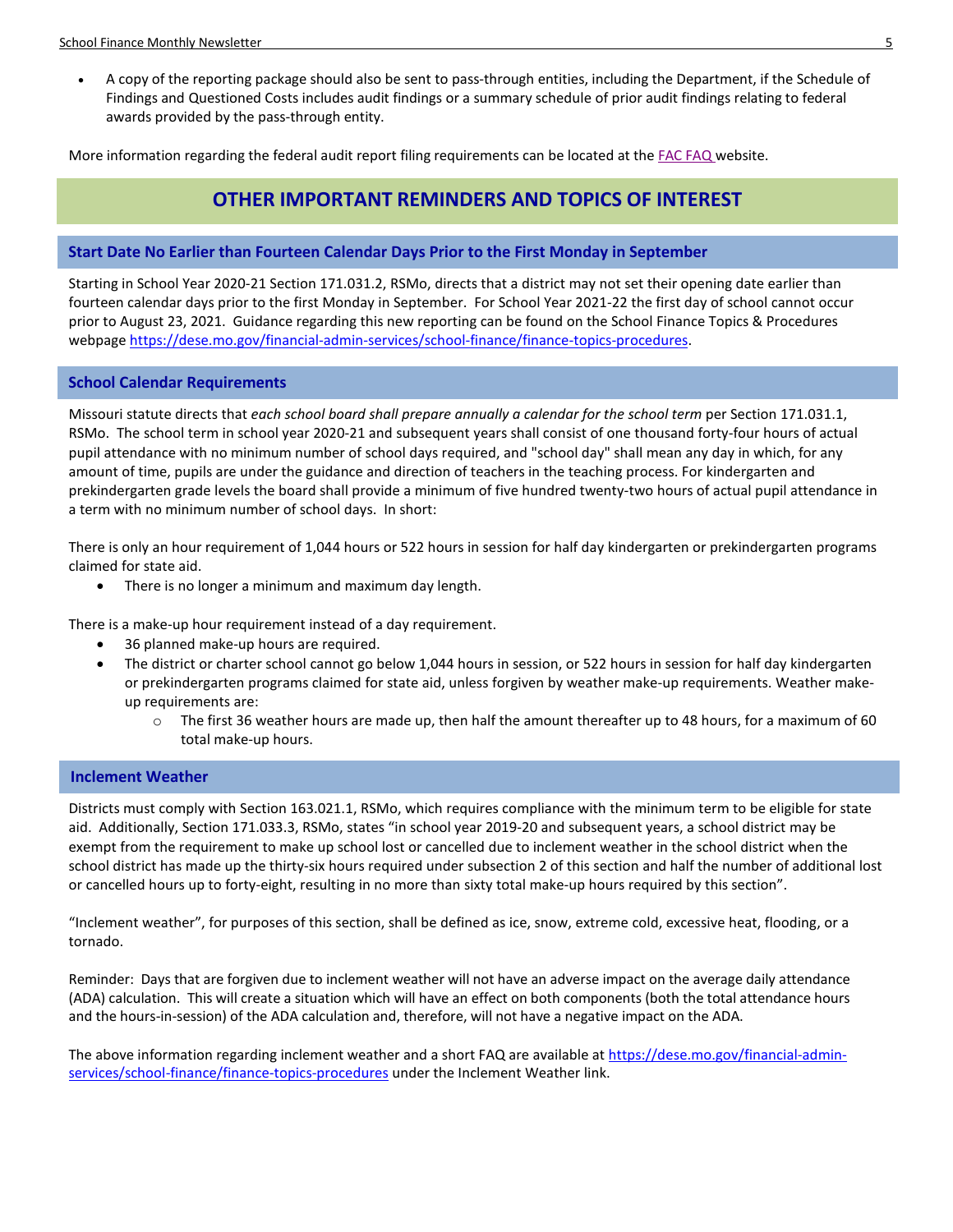- A copy of the reporting package should also be sent to pass-through entities, including the Department, if the Schedule of Findings and Questioned Costs includes audit findings or a summary schedule of prior audit findings relating to federal awards provided by the pass-through entity.

More information regarding the federal audit report filing requirements can be located at the [FAC FAQ](#) website.

## OTHER IMPORTANT REMINDERS AND TOPICS OF INTEREST

### Start Date No Earlier than Fourteen Calendar Days Prior to the First Monday in September

Starting in School Year 2020-21 Section 171.031.2, RSMo, directs that a district may not set their opening date earlier than fourteen calendar days prior to the first Monday in September. For School Year 2021-22 the first day of school cannot occur prior to August 23, 2021. Guidance regarding this new reporting can be found on the School Finance Topics & Procedures webpage https://dese.mo.gov/financial-admin-services/school-finance/finance-topics-procedures.

### School Calendar Requirements

Missouri statute directs that *each school board shall prepare annually a calendar for the school term* per Section 171.031.1, RSMo. The school term in school year 2020-21 and subsequent years shall consist of one thousand forty-four hours of actual pupil attendance with no minimum number of school days required, and "school day" shall mean any day in which, for any amount of time, pupils are under the guidance and direction of teachers in the teaching process. For kindergarten and prekindergarten grade levels the board shall provide a minimum of five hundred twenty-two hours of actual pupil attendance in a term with no minimum number of school days. In short:

There is only an hour requirement of 1,044 hours or 522 hours in session for half day kindergarten or prekindergarten programs claimed for state aid.

- There is no longer a minimum and maximum day length.

There is a make-up hour requirement instead of a day requirement.

- 36 planned make-up hours are required.
- The district or charter school cannot go below 1,044 hours in session, or 522 hours in session for half day kindergarten or prekindergarten programs claimed for state aid, unless forgiven by weather make-up requirements. Weather make-up requirements are:
    - The first 36 weather hours are made up, then half the amount thereafter up to 48 hours, for a maximum of 60 total make-up hours.

### Inclement Weather

Districts must comply with Section 163.021.1, RSMo, which requires compliance with the minimum term to be eligible for state aid. Additionally, Section 171.033.3, RSMo, states "in school year 2019-20 and subsequent years, a school district may be exempt from the requirement to make up school lost or cancelled due to inclement weather in the school district when the school district has made up the thirty-six hours required under subsection 2 of this section and half the number of additional lost or cancelled hours up to forty-eight, resulting in no more than sixty total make-up hours required by this section".

"Inclement weather", for purposes of this section, shall be defined as ice, snow, extreme cold, excessive heat, flooding, or a tornado.

Reminder: Days that are forgiven due to inclement weather will not have an adverse impact on the average daily attendance (ADA) calculation. This will create a situation which will have an effect on both components (both the total attendance hours and the hours-in-session) of the ADA calculation and, therefore, will not have a negative impact on the ADA.

The above information regarding inclement weather and a short FAQ are available at https://dese.mo.gov/financial-admin-services/school-finance/finance-topics-procedures under the Inclement Weather link.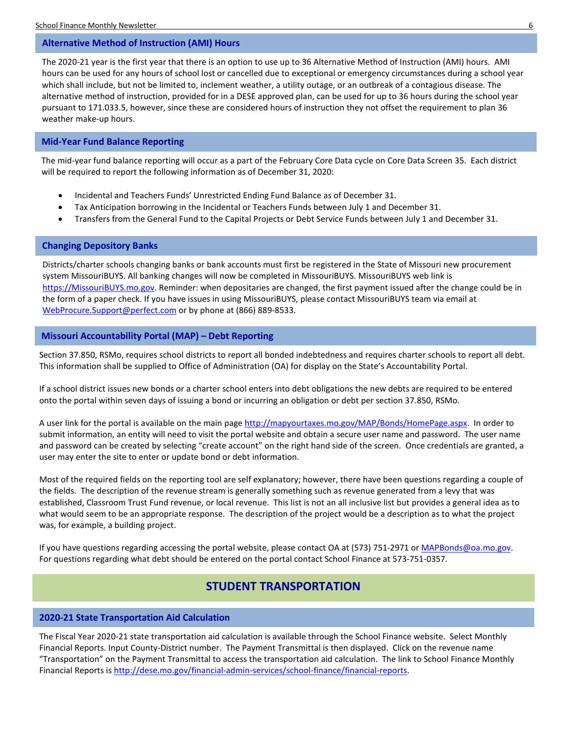## Alternative Method of Instruction (AMI) Hours

The 2020-21 year is the first year that there is an option to use up to 36 Alternative Method of Instruction (AMI) hours. AMI hours can be used for any hours of school lost or cancelled due to exceptional or emergency circumstances during a school year which shall include, but not be limited to, inclement weather, a utility outage, or an outbreak of a contagious disease. The alternative method of instruction, provided for in a DESE approved plan, can be used for up to 36 hours during the school year pursuant to 171.033.5, however, since these are considered hours of instruction they not offset the requirement to plan 36 weather make-up hours.

## Mid-Year Fund Balance Reporting

The mid-year fund balance reporting will occur as a part of the February Core Data cycle on Core Data Screen 35. Each district will be required to report the following information as of December 31, 2020:

- Incidental and Teachers Funds' Unrestricted Ending Fund Balance as of December 31.
- Tax Anticipation borrowing in the Incidental or Teachers Funds between July 1 and December 31.
- Transfers from the General Fund to the Capital Projects or Debt Service Funds between July 1 and December 31.

## Changing Depository Banks

Districts/charter schools changing banks or bank accounts must first be registered in the State of Missouri new procurement system MissouriBUYS. All banking changes will now be completed in MissouriBUYS. MissouriBUYS web link is https://MissouriBUYS.mo.gov. Reminder: when depositaries are changed, the first payment issued after the change could be in the form of a paper check. If you have issues in using MissouriBUYS, please contact MissouriBUYS team via email at WebProcure.Support@perfect.com or by phone at (866) 889-8533.

## Missouri Accountability Portal (MAP) – Debt Reporting

Section 37.850, RSMo, requires school districts to report all bonded indebtedness and requires charter schools to report all debt. This information shall be supplied to Office of Administration (OA) for display on the State's Accountability Portal.

If a school district issues new bonds or a charter school enters into debt obligations the new debts are required to be entered onto the portal within seven days of issuing a bond or incurring an obligation or debt per section 37.850, RSMo.

A user link for the portal is available on the main page http://mapyourtaxes.mo.gov/MAP/Bonds/HomePage.aspx. In order to submit information, an entity will need to visit the portal website and obtain a secure user name and password. The user name and password can be created by selecting "create account" on the right hand side of the screen. Once credentials are granted, a user may enter the site to enter or update bond or debt information.

Most of the required fields on the reporting tool are self explanatory; however, there have been questions regarding a couple of the fields. The description of the revenue stream is generally something such as revenue generated from a levy that was established, Classroom Trust Fund revenue, or local revenue. This list is not an all inclusive list but provides a general idea as to what would seem to be an appropriate response. The description of the project would be a description as to what the project was, for example, a building project.

If you have questions regarding accessing the portal website, please contact OA at (573) 751-2971 or MAPBonds@oa.mo.gov. For questions regarding what debt should be entered on the portal contact School Finance at 573-751-0357.

# STUDENT TRANSPORTATION

## 2020-21 State Transportation Aid Calculation

The Fiscal Year 2020-21 state transportation aid calculation is available through the School Finance website. Select Monthly Financial Reports. Input County-District number. The Payment Transmittal is then displayed. Click on the revenue name "Transportation" on the Payment Transmittal to access the transportation aid calculation. The link to School Finance Monthly Financial Reports is http://dese.mo.gov/financial-admin-services/school-finance/financial-reports.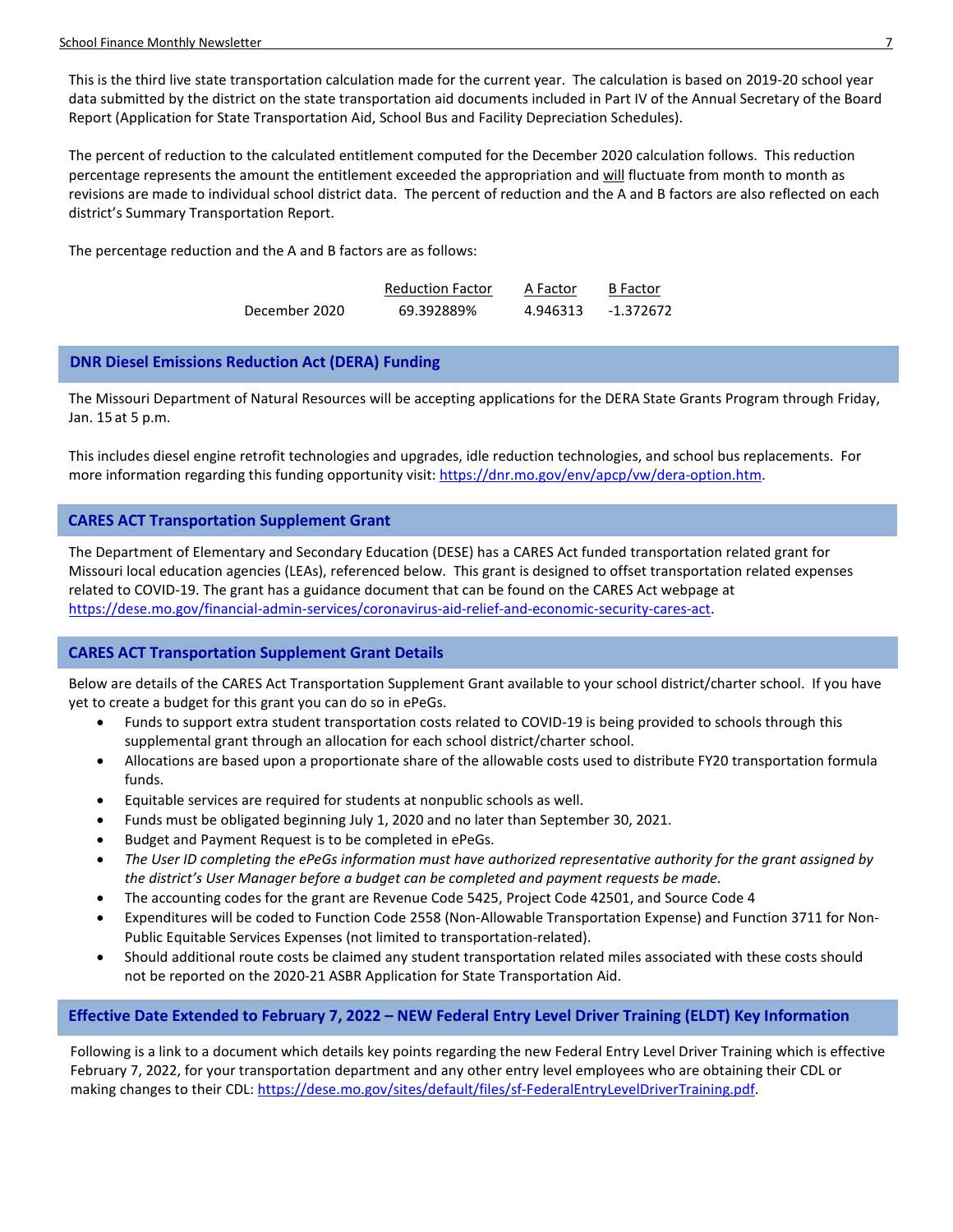This is the third live state transportation calculation made for the current year. The calculation is based on 2019-20 school year data submitted by the district on the state transportation aid documents included in Part IV of the Annual Secretary of the Board Report (Application for State Transportation Aid, School Bus and Facility Depreciation Schedules).

The percent of reduction to the calculated entitlement computed for the December 2020 calculation follows. This reduction percentage represents the amount the entitlement exceeded the appropriation and will fluctuate from month to month as revisions are made to individual school district data. The percent of reduction and the A and B factors are also reflected on each district's Summary Transportation Report.

The percentage reduction and the A and B factors are as follows:

| | Reduction Factor | A Factor | B Factor |
|---|---|---|---|
| December 2020 | 69.392889% | 4.946313 | -1.372672 |

## DNR Diesel Emissions Reduction Act (DERA) Funding

The Missouri Department of Natural Resources will be accepting applications for the DERA State Grants Program through Friday, Jan. 15 at 5 p.m.

This includes diesel engine retrofit technologies and upgrades, idle reduction technologies, and school bus replacements. For more information regarding this funding opportunity visit: https://dnr.mo.gov/env/apcp/vw/dera-option.htm.

## CARES ACT Transportation Supplement Grant

The Department of Elementary and Secondary Education (DESE) has a CARES Act funded transportation related grant for Missouri local education agencies (LEAs), referenced below. This grant is designed to offset transportation related expenses related to COVID-19. The grant has a guidance document that can be found on the CARES Act webpage at https://dese.mo.gov/financial-admin-services/coronavirus-aid-relief-and-economic-security-cares-act.

## CARES ACT Transportation Supplement Grant Details

Below are details of the CARES Act Transportation Supplement Grant available to your school district/charter school. If you have yet to create a budget for this grant you can do so in ePeGs.

- Funds to support extra student transportation costs related to COVID-19 is being provided to schools through this supplemental grant through an allocation for each school district/charter school.
- Allocations are based upon a proportionate share of the allowable costs used to distribute FY20 transportation formula funds.
- Equitable services are required for students at nonpublic schools as well.
- Funds must be obligated beginning July 1, 2020 and no later than September 30, 2021.
- Budget and Payment Request is to be completed in ePeGs.
- *The User ID completing the ePeGs information must have authorized representative authority for the grant assigned by the district's User Manager before a budget can be completed and payment requests be made.*
- The accounting codes for the grant are Revenue Code 5425, Project Code 42501, and Source Code 4
- Expenditures will be coded to Function Code 2558 (Non-Allowable Transportation Expense) and Function 3711 for Non-Public Equitable Services Expenses (not limited to transportation-related).
- Should additional route costs be claimed any student transportation related miles associated with these costs should not be reported on the 2020-21 ASBR Application for State Transportation Aid.

## Effective Date Extended to February 7, 2022 – NEW Federal Entry Level Driver Training (ELDT) Key Information

Following is a link to a document which details key points regarding the new Federal Entry Level Driver Training which is effective February 7, 2022, for your transportation department and any other entry level employees who are obtaining their CDL or making changes to their CDL: https://dese.mo.gov/sites/default/files/sf-FederalEntryLevelDriverTraining.pdf.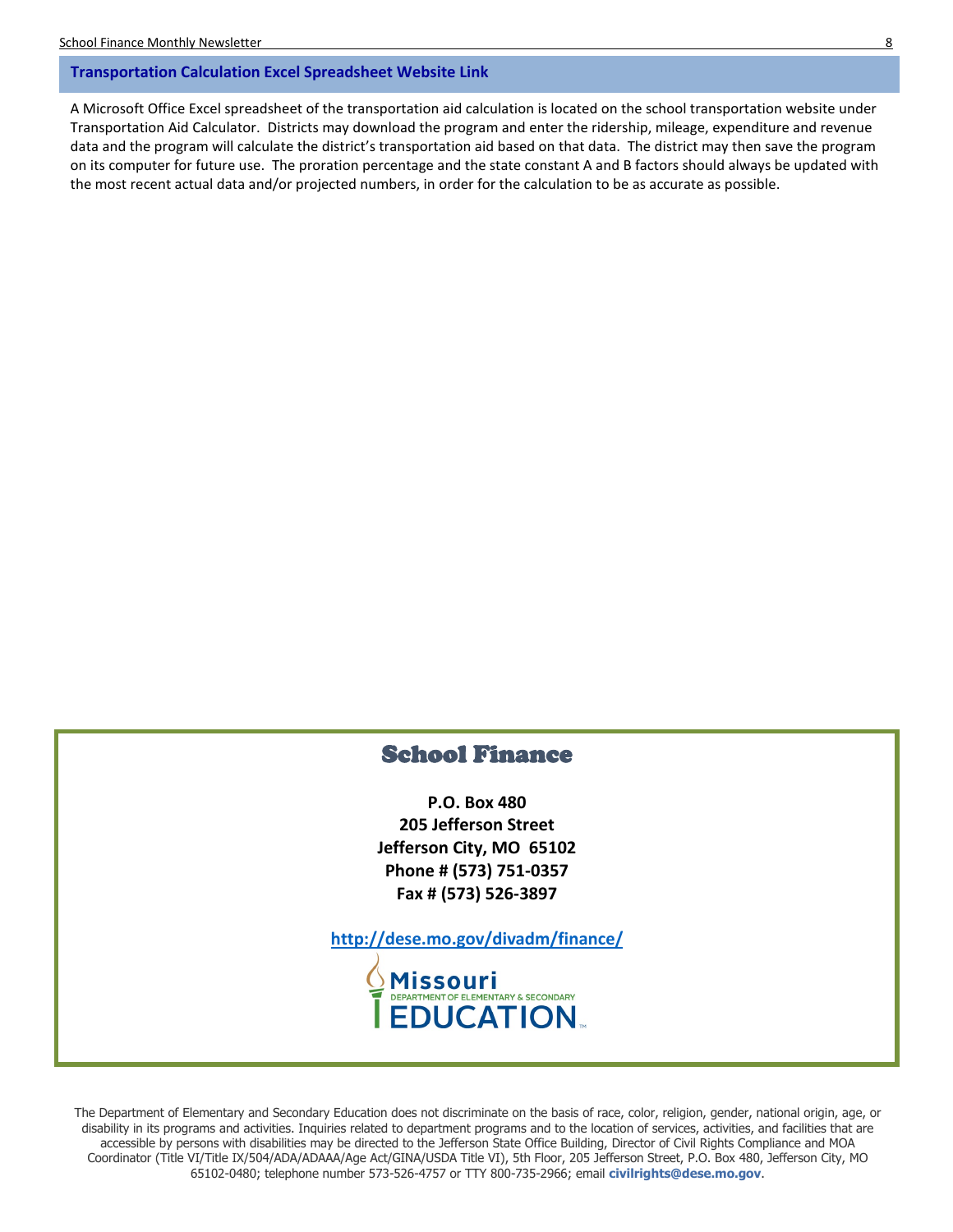## Transportation Calculation Excel Spreadsheet Website Link

A Microsoft Office Excel spreadsheet of the transportation aid calculation is located on the school transportation website under Transportation Aid Calculator. Districts may download the program and enter the ridership, mileage, expenditure and revenue data and the program will calculate the district's transportation aid based on that data. The district may then save the program on its computer for future use. The proration percentage and the state constant A and B factors should always be updated with the most recent actual data and/or projected numbers, in order for the calculation to be as accurate as possible.

## School Finance

**P.O. Box 480**
**205 Jefferson Street**
**Jefferson City, MO 65102**
**Phone # (573) 751-0357**
**Fax # (573) 526-3897**

**http://dese.mo.gov/divadm/finance/**

Missouri DEPARTMENT OF ELEMENTARY & SECONDARY EDUCATION

The Department of Elementary and Secondary Education does not discriminate on the basis of race, color, religion, gender, national origin, age, or disability in its programs and activities. Inquiries related to department programs and to the location of services, activities, and facilities that are accessible by persons with disabilities may be directed to the Jefferson State Office Building, Director of Civil Rights Compliance and MOA Coordinator (Title VI/Title IX/504/ADA/ADAAA/Age Act/GINA/USDA Title VI), 5th Floor, 205 Jefferson Street, P.O. Box 480, Jefferson City, MO 65102-0480; telephone number 573-526-4757 or TTY 800-735-2966; email **civilrights@dese.mo.gov**.